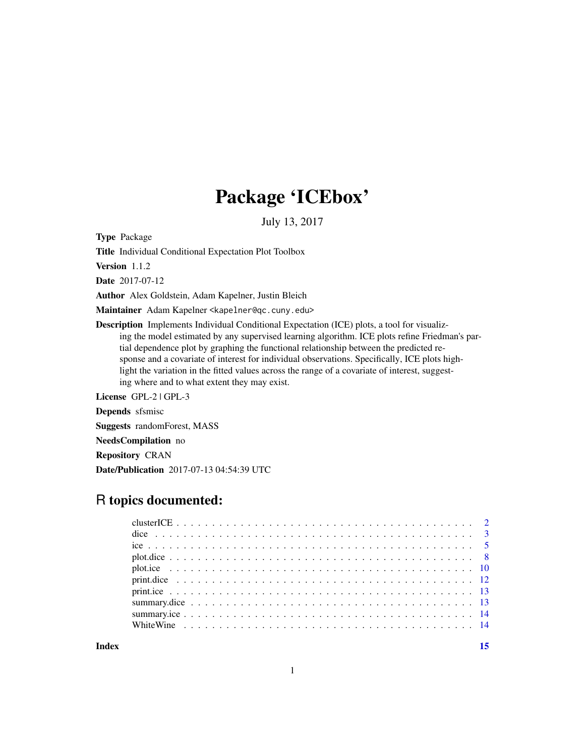# Package 'ICEbox'

July 13, 2017

**Type** Package

**Title** Individual Conditional Expectation Plot Toolbox

**Version** 1.1.2

**Date** 2017-07-12

**Author** Alex Goldstein, Adam Kapelner, Justin Bleich

**Maintainer** Adam Kapelner <kapelner@qc.cuny.edu>

**Description** Implements Individual Conditional Expectation (ICE) plots, a tool for visualizing the model estimated by any supervised learning algorithm. ICE plots refine Friedman's partial dependence plot by graphing the functional relationship between the predicted response and a covariate of interest for individual observations. Specifically, ICE plots highlight the variation in the fitted values across the range of a covariate of interest, suggesting where and to what extent they may exist.

**License** GPL-2 | GPL-3

**Depends** sfsmisc

**Suggests** randomForest, MASS

**NeedsCompilation** no

**Repository** CRAN

**Date/Publication** 2017-07-13 04:54:39 UTC

## R topics documented:

| | |
|---|---|
| clusterICE | 2 |
| dice | 3 |
| ice | 5 |
| plot.dice | 8 |
| plot.ice | 10 |
| print.dice | 12 |
| print.ice | 13 |
| summary.dice | 13 |
| summary.ice | 14 |
| WhiteWine | 14 |
| **Index** | **15** |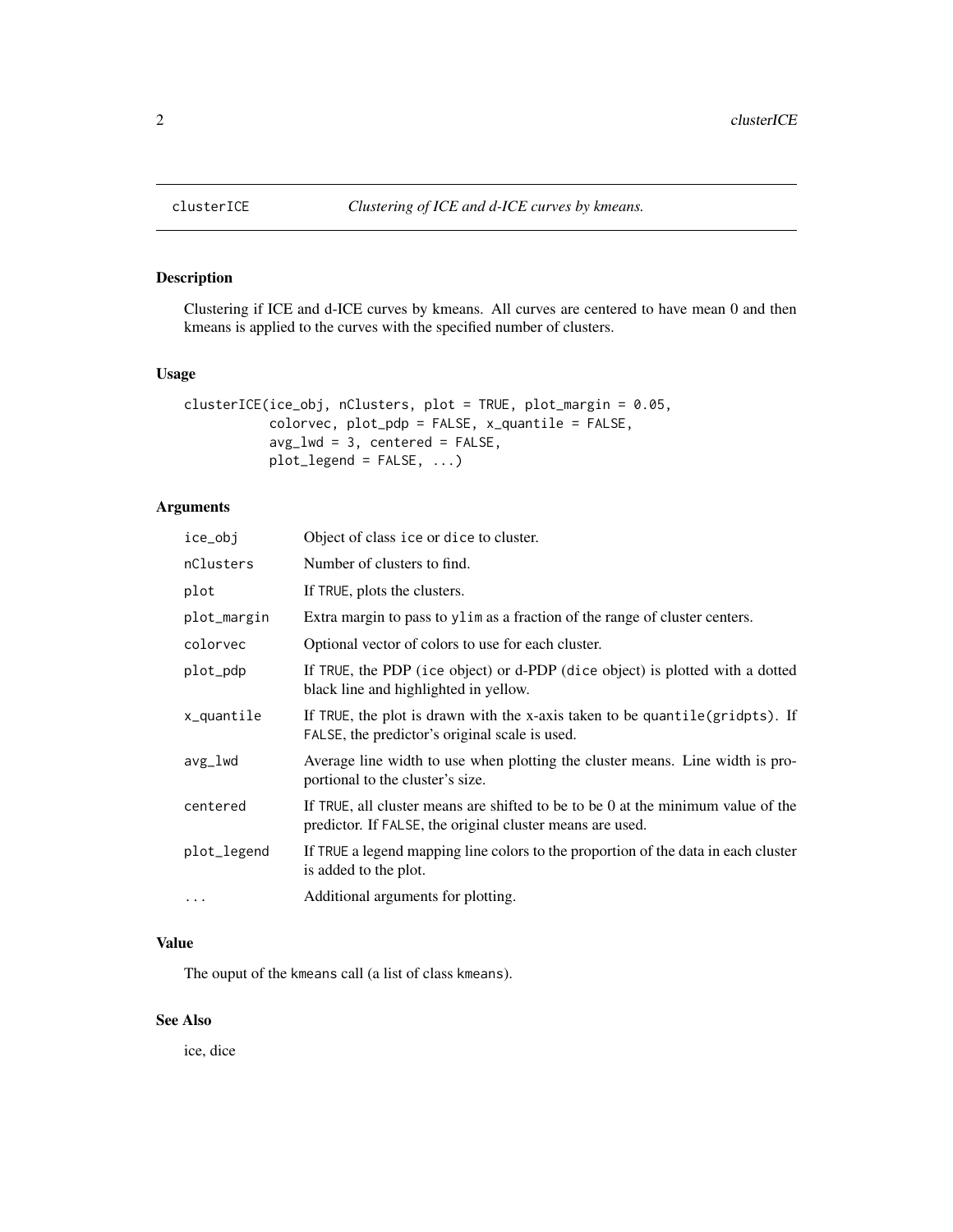# clusterICE — *Clustering of ICE and d-ICE curves by kmeans.*

## Description

Clustering if ICE and d-ICE curves by kmeans. All curves are centered to have mean 0 and then kmeans is applied to the curves with the specified number of clusters.

## Usage

```
clusterICE(ice_obj, nClusters, plot = TRUE, plot_margin = 0.05,
           colorvec, plot_pdp = FALSE, x_quantile = FALSE,
           avg_lwd = 3, centered = FALSE,
           plot_legend = FALSE, ...)
```

## Arguments

| Argument | Description |
|---|---|
| `ice_obj` | Object of class `ice` or `dice` to cluster. |
| `nClusters` | Number of clusters to find. |
| `plot` | If `TRUE`, plots the clusters. |
| `plot_margin` | Extra margin to pass to `ylim` as a fraction of the range of cluster centers. |
| `colorvec` | Optional vector of colors to use for each cluster. |
| `plot_pdp` | If `TRUE`, the PDP (`ice` object) or d-PDP (`dice` object) is plotted with a dotted black line and highlighted in yellow. |
| `x_quantile` | If `TRUE`, the plot is drawn with the x-axis taken to be `quantile(gridpts)`. If `FALSE`, the predictor's original scale is used. |
| `avg_lwd` | Average line width to use when plotting the cluster means. Line width is proportional to the cluster's size. |
| `centered` | If `TRUE`, all cluster means are shifted to be to be 0 at the minimum value of the predictor. If `FALSE`, the original cluster means are used. |
| `plot_legend` | If `TRUE` a legend mapping line colors to the proportion of the data in each cluster is added to the plot. |
| `...` | Additional arguments for plotting. |

## Value

The ouput of the `kmeans` call (a list of class `kmeans`).

## See Also

ice, dice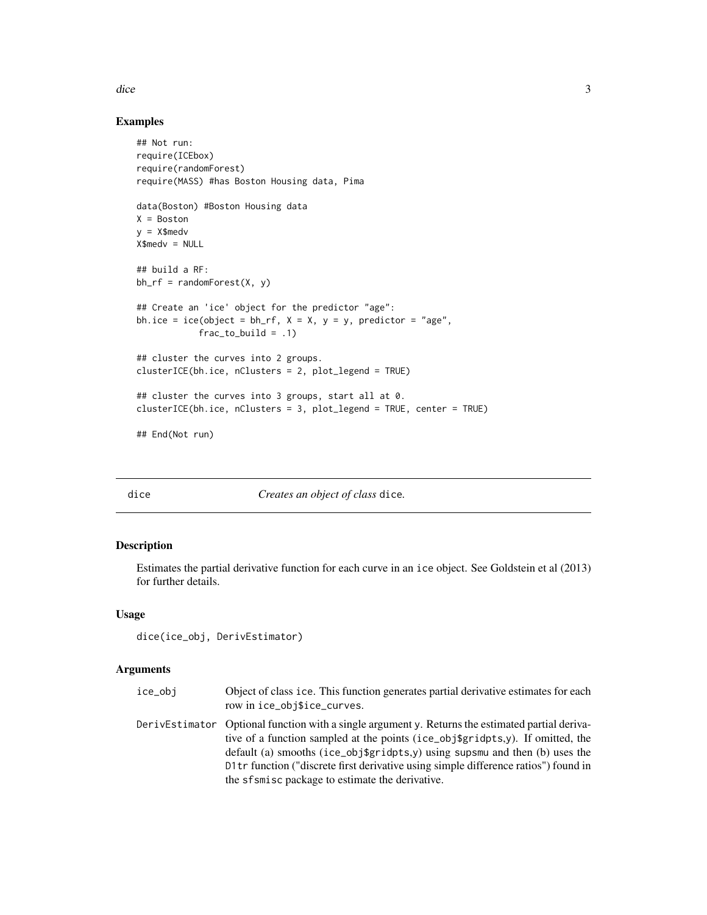## Examples

```
## Not run:
require(ICEbox)
require(randomForest)
require(MASS) #has Boston Housing data, Pima

data(Boston) #Boston Housing data
X = Boston
y = X$medv
X$medv = NULL

## build a RF:
bh_rf = randomForest(X, y)

## Create an 'ice' object for the predictor "age":
bh.ice = ice(object = bh_rf, X = X, y = y, predictor = "age",
            frac_to_build = .1)

## cluster the curves into 2 groups.
clusterICE(bh.ice, nClusters = 2, plot_legend = TRUE)

## cluster the curves into 3 groups, start all at 0.
clusterICE(bh.ice, nClusters = 3, plot_legend = TRUE, center = TRUE)

## End(Not run)
```

# dice — *Creates an object of class* `dice`.

## Description

Estimates the partial derivative function for each curve in an `ice` object. See Goldstein et al (2013) for further details.

## Usage

```
dice(ice_obj, DerivEstimator)
```

## Arguments

| | |
|---|---|
| `ice_obj` | Object of class `ice`. This function generates partial derivative estimates for each row in `ice_obj$ice_curves`. |
| `DerivEstimator` | Optional function with a single argument `y`. Returns the estimated partial derivative of a function sampled at the points (`ice_obj$gridpts`,`y`). If omitted, the default (a) smooths (`ice_obj$gridpts`,`y`) using `supsmu` and then (b) uses the `D1tr` function ("discrete first derivative using simple difference ratios") found in the `sfsmisc` package to estimate the derivative. |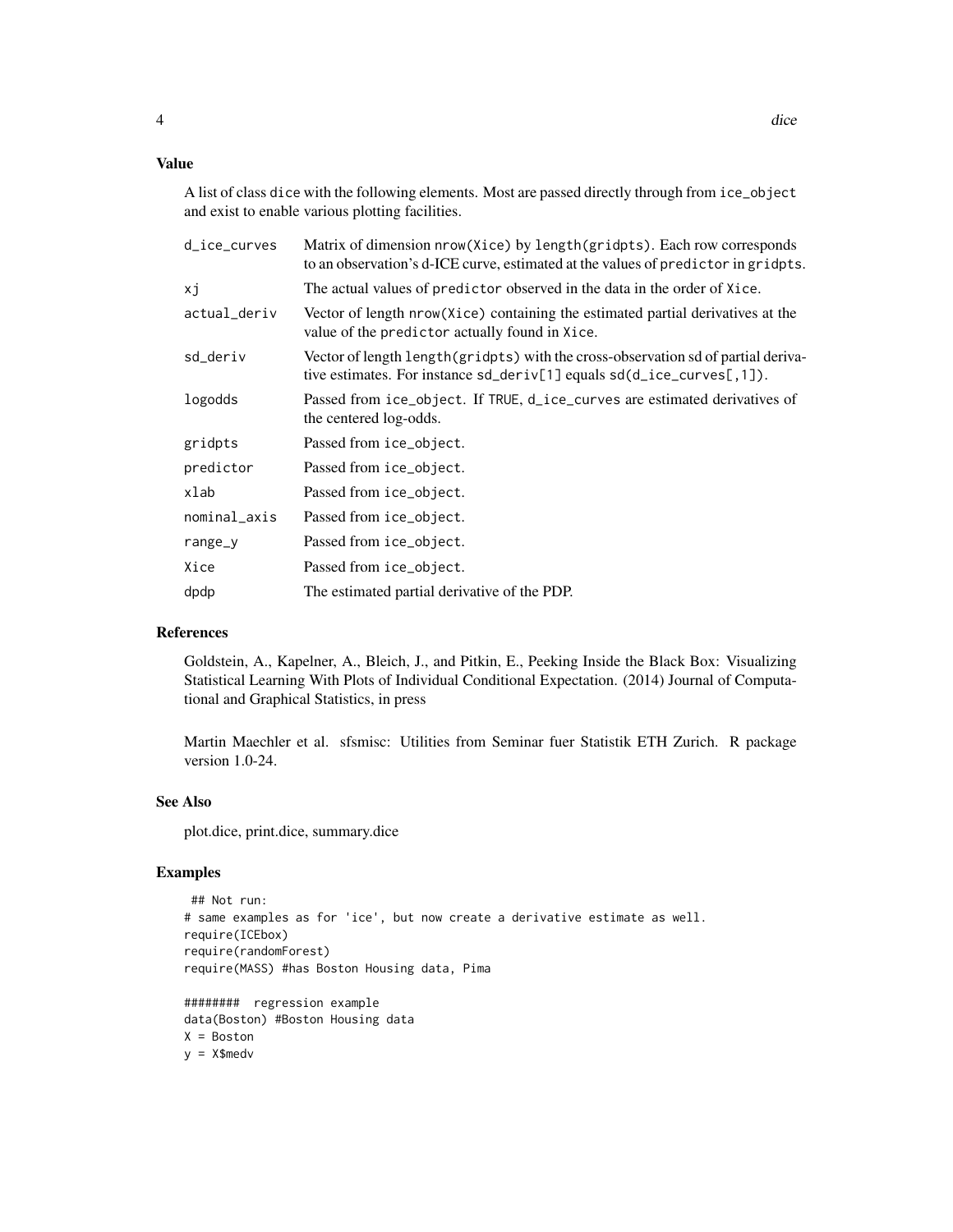## Value

A list of class `dice` with the following elements. Most are passed directly through from `ice_object` and exist to enable various plotting facilities.

| | |
|---|---|
| `d_ice_curves` | Matrix of dimension `nrow(Xice)` by `length(gridpts)`. Each row corresponds to an observation's d-ICE curve, estimated at the values of `predictor` in `gridpts`. |
| `xj` | The actual values of `predictor` observed in the data in the order of `Xice`. |
| `actual_deriv` | Vector of length `nrow(Xice)` containing the estimated partial derivatives at the value of the `predictor` actually found in `Xice`. |
| `sd_deriv` | Vector of length `length(gridpts)` with the cross-observation sd of partial derivative estimates. For instance `sd_deriv[1]` equals `sd(d_ice_curves[,1])`. |
| `logodds` | Passed from `ice_object`. If `TRUE`, `d_ice_curves` are estimated derivatives of the centered log-odds. |
| `gridpts` | Passed from `ice_object`. |
| `predictor` | Passed from `ice_object`. |
| `xlab` | Passed from `ice_object`. |
| `nominal_axis` | Passed from `ice_object`. |
| `range_y` | Passed from `ice_object`. |
| `Xice` | Passed from `ice_object`. |
| `dpdp` | The estimated partial derivative of the PDP. |

## References

Goldstein, A., Kapelner, A., Bleich, J., and Pitkin, E., Peeking Inside the Black Box: Visualizing Statistical Learning With Plots of Individual Conditional Expectation. (2014) Journal of Computational and Graphical Statistics, in press

Martin Maechler et al. sfsmisc: Utilities from Seminar fuer Statistik ETH Zurich. R package version 1.0-24.

## See Also

plot.dice, print.dice, summary.dice

## Examples

```
 ## Not run:
# same examples as for 'ice', but now create a derivative estimate as well.
require(ICEbox)
require(randomForest)
require(MASS) #has Boston Housing data, Pima

########  regression example
data(Boston) #Boston Housing data
X = Boston
y = X$medv
```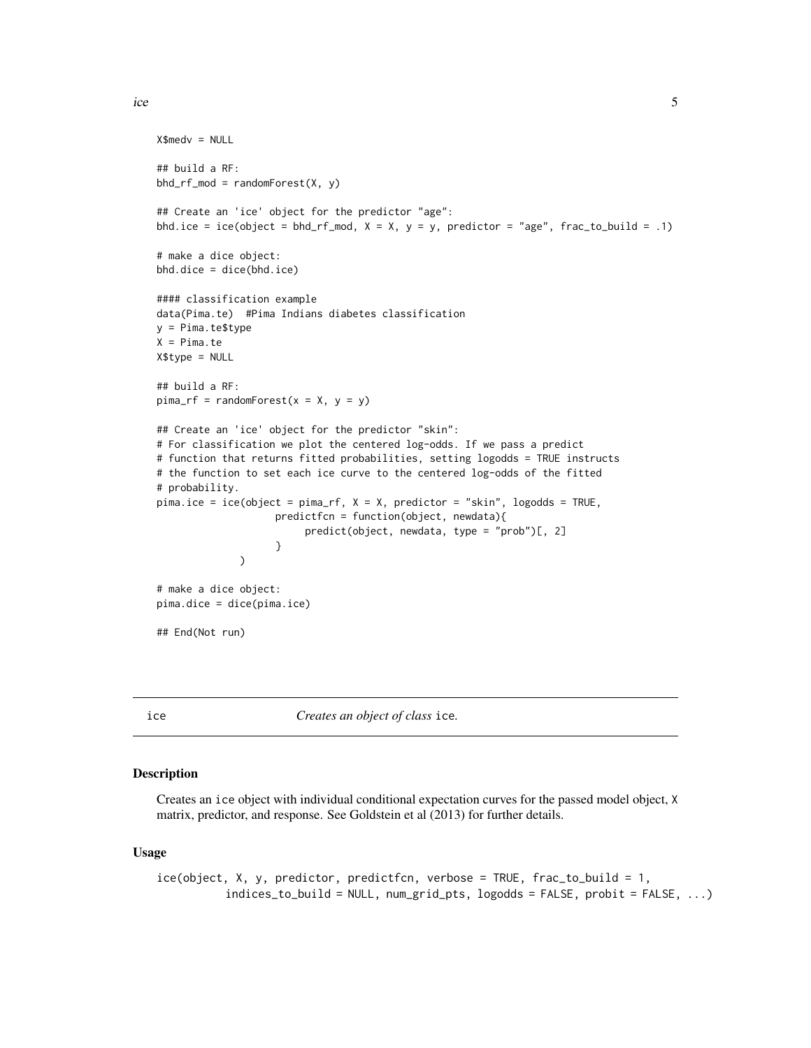```
X$medv = NULL

## build a RF:
bhd_rf_mod = randomForest(X, y)

## Create an 'ice' object for the predictor "age":
bhd.ice = ice(object = bhd_rf_mod, X = X, y = y, predictor = "age", frac_to_build = .1)

# make a dice object:
bhd.dice = dice(bhd.ice)

#### classification example
data(Pima.te)  #Pima Indians diabetes classification
y = Pima.te$type
X = Pima.te
X$type = NULL

## build a RF:
pima_rf = randomForest(x = X, y = y)

## Create an 'ice' object for the predictor "skin":
# For classification we plot the centered log-odds. If we pass a predict
# function that returns fitted probabilities, setting logodds = TRUE instructs
# the function to set each ice curve to the centered log-odds of the fitted
# probability.
pima.ice = ice(object = pima_rf, X = X, predictor = "skin", logodds = TRUE,
                    predictfcn = function(object, newdata){
                         predict(object, newdata, type = "prob")[, 2]
                    }
              )

# make a dice object:
pima.dice = dice(pima.ice)

## End(Not run)
```

---

ice *Creates an object of class* ice.

---

### Description

Creates an ice object with individual conditional expectation curves for the passed model object, X matrix, predictor, and response. See Goldstein et al (2013) for further details.

### Usage

```
ice(object, X, y, predictor, predictfcn, verbose = TRUE, frac_to_build = 1,
          indices_to_build = NULL, num_grid_pts, logodds = FALSE, probit = FALSE, ...)
```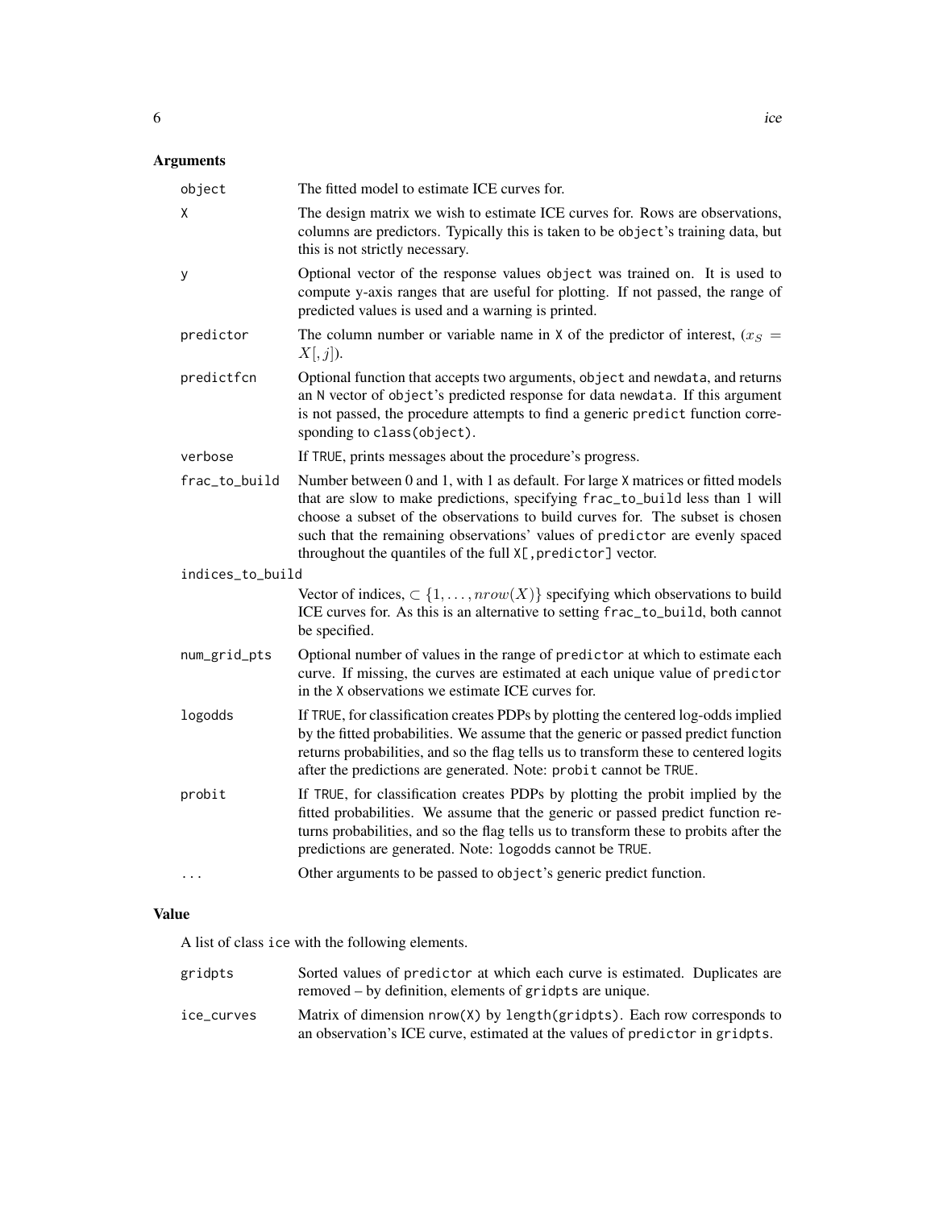## Arguments

| | |
|---|---|
| `object` | The fitted model to estimate ICE curves for. |
| `X` | The design matrix we wish to estimate ICE curves for. Rows are observations, columns are predictors. Typically this is taken to be `object`'s training data, but this is not strictly necessary. |
| `y` | Optional vector of the response values `object` was trained on. It is used to compute y-axis ranges that are useful for plotting. If not passed, the range of predicted values is used and a warning is printed. |
| `predictor` | The column number or variable name in `X` of the predictor of interest, ($x_S = X[, j]$). |
| `predictfcn` | Optional function that accepts two arguments, `object` and `newdata`, and returns an `N` vector of `object`'s predicted response for data `newdata`. If this argument is not passed, the procedure attempts to find a generic `predict` function corresponding to `class(object)`. |
| `verbose` | If `TRUE`, prints messages about the procedure's progress. |
| `frac_to_build` | Number between 0 and 1, with 1 as default. For large `X` matrices or fitted models that are slow to make predictions, specifying `frac_to_build` less than 1 will choose a subset of the observations to build curves for. The subset is chosen such that the remaining observations' values of `predictor` are evenly spaced throughout the quantiles of the full `X[,predictor]` vector. |
| `indices_to_build` | Vector of indices, $\subset \{1, \ldots, nrow(X)\}$ specifying which observations to build ICE curves for. As this is an alternative to setting `frac_to_build`, both cannot be specified. |
| `num_grid_pts` | Optional number of values in the range of `predictor` at which to estimate each curve. If missing, the curves are estimated at each unique value of `predictor` in the `X` observations we estimate ICE curves for. |
| `logodds` | If `TRUE`, for classification creates PDPs by plotting the centered log-odds implied by the fitted probabilities. We assume that the generic or passed predict function returns probabilities, and so the flag tells us to transform these to centered logits after the predictions are generated. Note: `probit` cannot be `TRUE`. |
| `probit` | If `TRUE`, for classification creates PDPs by plotting the probit implied by the fitted probabilities. We assume that the generic or passed predict function returns probabilities, and so the flag tells us to transform these to probits after the predictions are generated. Note: `logodds` cannot be `TRUE`. |
| `...` | Other arguments to be passed to `object`'s generic predict function. |

## Value

A list of class `ice` with the following elements.

| | |
|---|---|
| `gridpts` | Sorted values of `predictor` at which each curve is estimated. Duplicates are removed – by definition, elements of `gridpts` are unique. |
| `ice_curves` | Matrix of dimension `nrow(X)` by `length(gridpts)`. Each row corresponds to an observation's ICE curve, estimated at the values of `predictor` in `gridpts`. |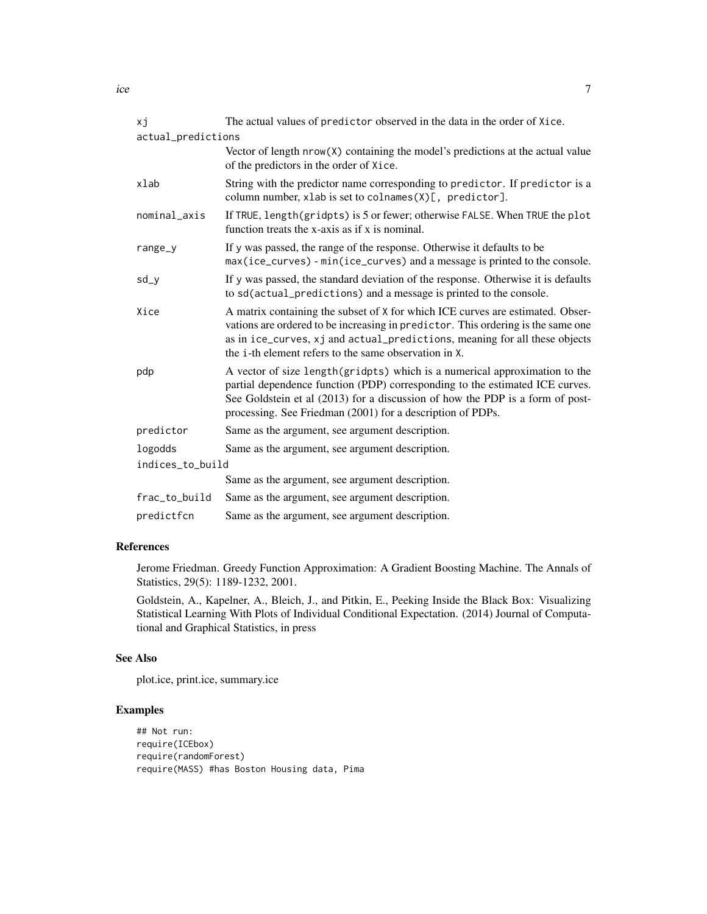| | |
|---|---|
| `xj` | The actual values of `predictor` observed in the data in the order of `Xice`. |
| `actual_predictions` | Vector of length `nrow(X)` containing the model's predictions at the actual value of the predictors in the order of `Xice`. |
| `xlab` | String with the predictor name corresponding to `predictor`. If `predictor` is a column number, `xlab` is set to `colnames(X)[, predictor]`. |
| `nominal_axis` | If `TRUE`, `length(gridpts)` is 5 or fewer; otherwise `FALSE`. When `TRUE` the `plot` function treats the x-axis as if x is nominal. |
| `range_y` | If `y` was passed, the range of the response. Otherwise it defaults to be `max(ice_curves) - min(ice_curves)` and a message is printed to the console. |
| `sd_y` | If `y` was passed, the standard deviation of the response. Otherwise it is defaults to `sd(actual_predictions)` and a message is printed to the console. |
| `Xice` | A matrix containing the subset of `X` for which ICE curves are estimated. Observations are ordered to be increasing in `predictor`. This ordering is the same one as in `ice_curves`, `xj` and `actual_predictions`, meaning for all these objects the `i`-th element refers to the same observation in `X`. |
| `pdp` | A vector of size `length(gridpts)` which is a numerical approximation to the partial dependence function (PDP) corresponding to the estimated ICE curves. See Goldstein et al (2013) for a discussion of how the PDP is a form of post-processing. See Friedman (2001) for a description of PDPs. |
| `predictor` | Same as the argument, see argument description. |
| `logodds` | Same as the argument, see argument description. |
| `indices_to_build` | Same as the argument, see argument description. |
| `frac_to_build` | Same as the argument, see argument description. |
| `predictfcn` | Same as the argument, see argument description. |

## References

Jerome Friedman. Greedy Function Approximation: A Gradient Boosting Machine. The Annals of Statistics, 29(5): 1189-1232, 2001.

Goldstein, A., Kapelner, A., Bleich, J., and Pitkin, E., Peeking Inside the Black Box: Visualizing Statistical Learning With Plots of Individual Conditional Expectation. (2014) Journal of Computational and Graphical Statistics, in press

## See Also

plot.ice, print.ice, summary.ice

## Examples

```
## Not run:
require(ICEbox)
require(randomForest)
require(MASS) #has Boston Housing data, Pima
```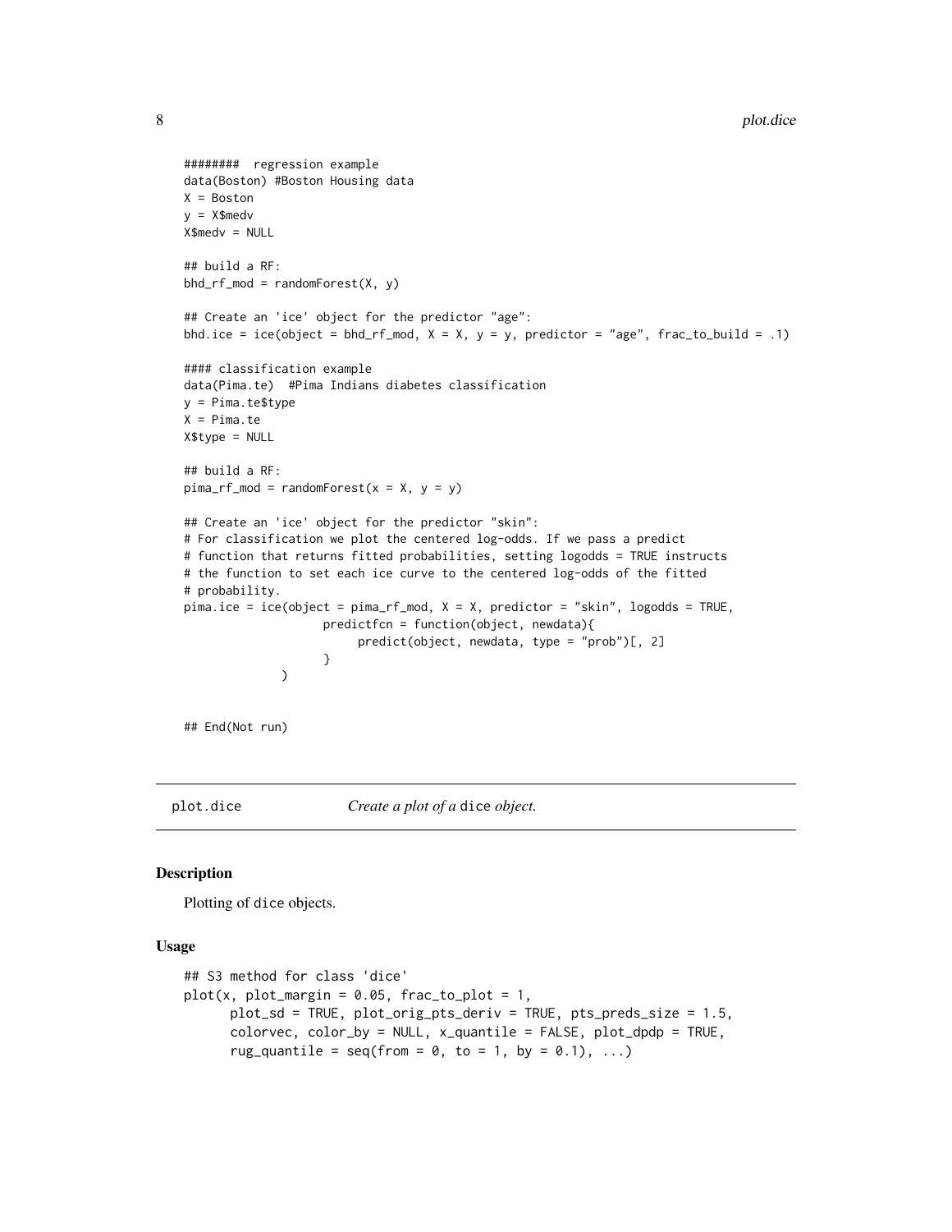```
######## regression example
data(Boston) #Boston Housing data
X = Boston
y = X$medv
X$medv = NULL

## build a RF:
bhd_rf_mod = randomForest(X, y)

## Create an 'ice' object for the predictor "age":
bhd.ice = ice(object = bhd_rf_mod, X = X, y = y, predictor = "age", frac_to_build = .1)

#### classification example
data(Pima.te)  #Pima Indians diabetes classification
y = Pima.te$type
X = Pima.te
X$type = NULL

## build a RF:
pima_rf_mod = randomForest(x = X, y = y)

## Create an 'ice' object for the predictor "skin":
# For classification we plot the centered log-odds. If we pass a predict
# function that returns fitted probabilities, setting logodds = TRUE instructs
# the function to set each ice curve to the centered log-odds of the fitted
# probability.
pima.ice = ice(object = pima_rf_mod, X = X, predictor = "skin", logodds = TRUE,
                    predictfcn = function(object, newdata){
                         predict(object, newdata, type = "prob")[, 2]
                    }
              )


## End(Not run)
```

## plot.dice — *Create a plot of a* dice *object.*

### Description

Plotting of dice objects.

### Usage

```
## S3 method for class 'dice'
plot(x, plot_margin = 0.05, frac_to_plot = 1,
      plot_sd = TRUE, plot_orig_pts_deriv = TRUE, pts_preds_size = 1.5,
      colorvec, color_by = NULL, x_quantile = FALSE, plot_dpdp = TRUE,
      rug_quantile = seq(from = 0, to = 1, by = 0.1), ...)
```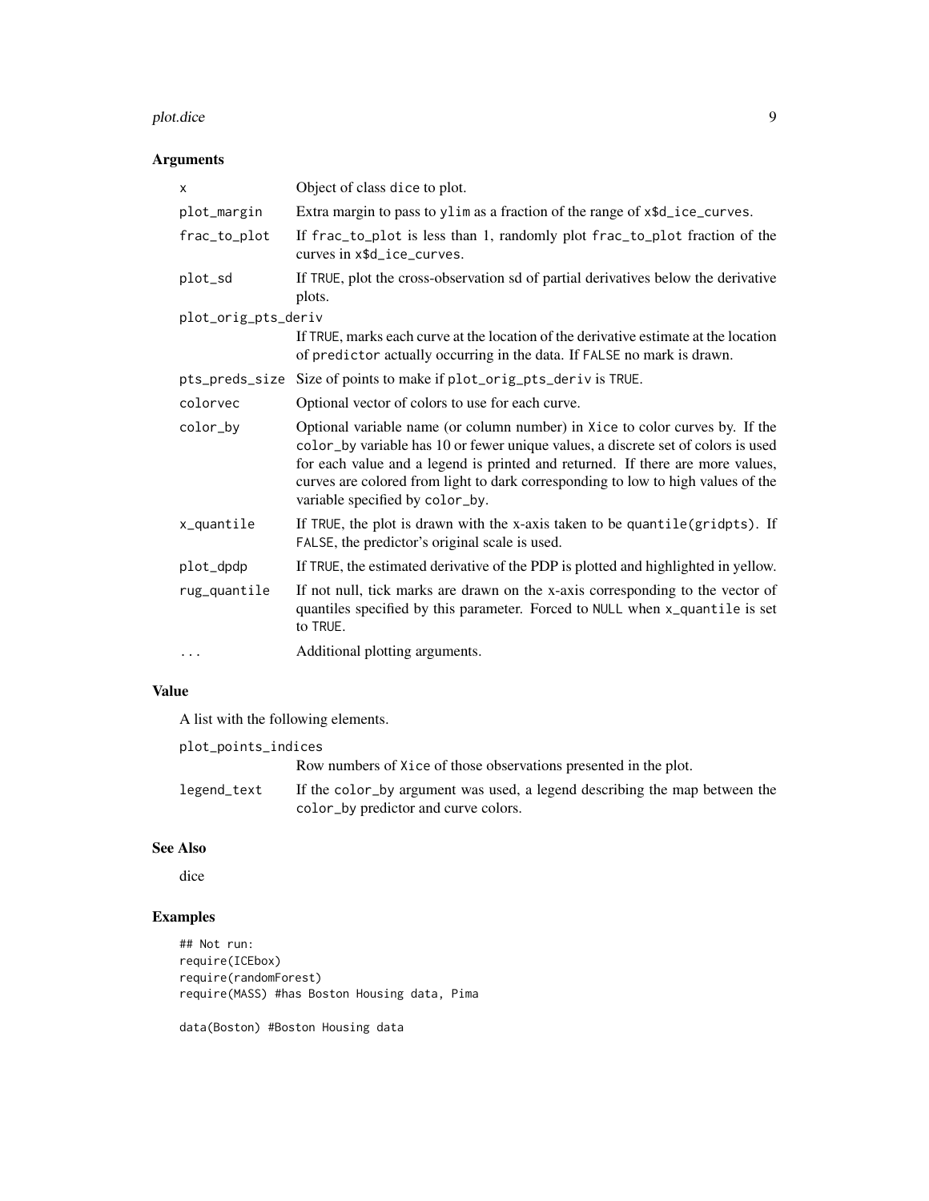## Arguments

| | |
|---|---|
| `x` | Object of class `dice` to plot. |
| `plot_margin` | Extra margin to pass to `ylim` as a fraction of the range of `x$d_ice_curves`. |
| `frac_to_plot` | If `frac_to_plot` is less than 1, randomly plot `frac_to_plot` fraction of the curves in `x$d_ice_curves`. |
| `plot_sd` | If `TRUE`, plot the cross-observation sd of partial derivatives below the derivative plots. |
| `plot_orig_pts_deriv` | If `TRUE`, marks each curve at the location of the derivative estimate at the location of `predictor` actually occurring in the data. If `FALSE` no mark is drawn. |
| `pts_preds_size` | Size of points to make if `plot_orig_pts_deriv` is `TRUE`. |
| `colorvec` | Optional vector of colors to use for each curve. |
| `color_by` | Optional variable name (or column number) in `Xice` to color curves by. If the `color_by` variable has 10 or fewer unique values, a discrete set of colors is used for each value and a legend is printed and returned. If there are more values, curves are colored from light to dark corresponding to low to high values of the variable specified by `color_by`. |
| `x_quantile` | If `TRUE`, the plot is drawn with the x-axis taken to be `quantile(gridpts)`. If `FALSE`, the predictor's original scale is used. |
| `plot_dpdp` | If `TRUE`, the estimated derivative of the PDP is plotted and highlighted in yellow. |
| `rug_quantile` | If not null, tick marks are drawn on the x-axis corresponding to the vector of quantiles specified by this parameter. Forced to `NULL` when `x_quantile` is set to `TRUE`. |
| `...` | Additional plotting arguments. |

## Value

A list with the following elements.

| | |
|---|---|
| `plot_points_indices` | Row numbers of `Xice` of those observations presented in the plot. |
| `legend_text` | If the `color_by` argument was used, a legend describing the map between the `color_by` predictor and curve colors. |

## See Also

dice

## Examples

```
## Not run:
require(ICEbox)
require(randomForest)
require(MASS) #has Boston Housing data, Pima

data(Boston) #Boston Housing data
```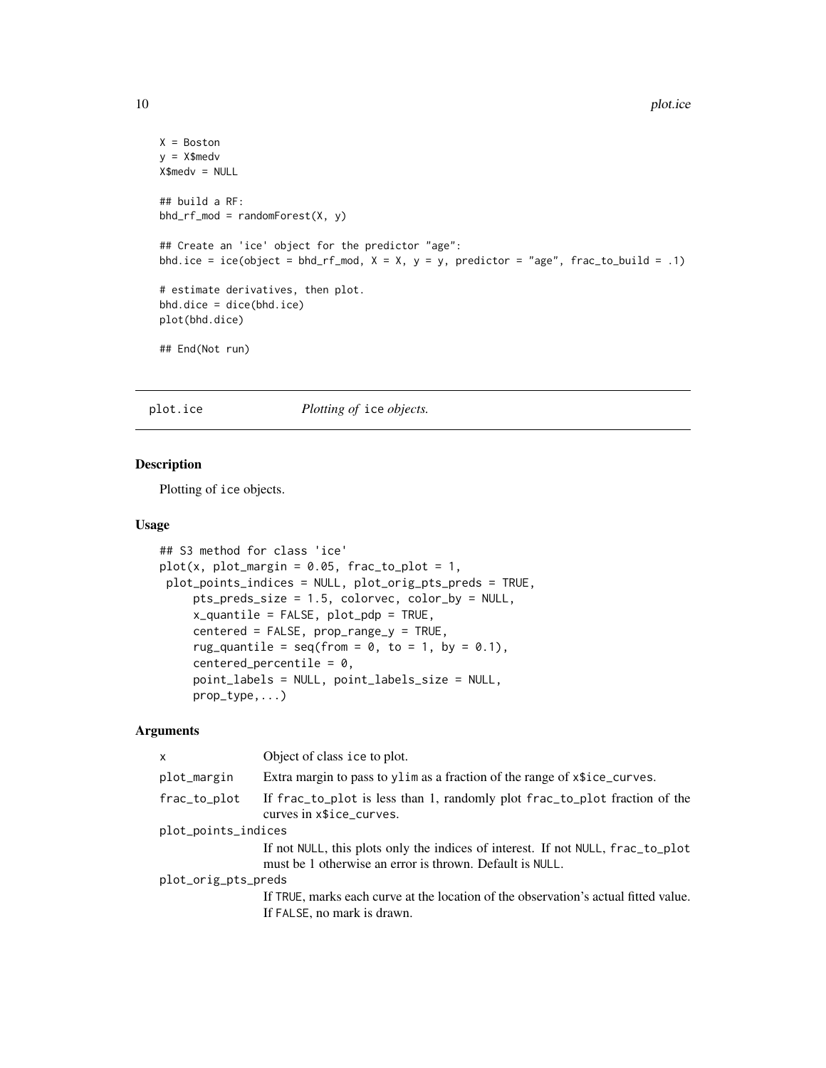```
X = Boston
y = X$medv
X$medv = NULL

## build a RF:
bhd_rf_mod = randomForest(X, y)

## Create an 'ice' object for the predictor "age":
bhd.ice = ice(object = bhd_rf_mod, X = X, y = y, predictor = "age", frac_to_build = .1)

# estimate derivatives, then plot.
bhd.dice = dice(bhd.ice)
plot(bhd.dice)

## End(Not run)
```

## plot.ice — *Plotting of* ice *objects.*

### Description

Plotting of ice objects.

### Usage

```
## S3 method for class 'ice'
plot(x, plot_margin = 0.05, frac_to_plot = 1,
 plot_points_indices = NULL, plot_orig_pts_preds = TRUE,
     pts_preds_size = 1.5, colorvec, color_by = NULL,
     x_quantile = FALSE, plot_pdp = TRUE,
     centered = FALSE, prop_range_y = TRUE,
     rug_quantile = seq(from = 0, to = 1, by = 0.1),
     centered_percentile = 0,
     point_labels = NULL, point_labels_size = NULL,
     prop_type,...)
```

### Arguments

| | |
|---|---|
| x | Object of class ice to plot. |
| plot_margin | Extra margin to pass to ylim as a fraction of the range of x$ice_curves. |
| frac_to_plot | If frac_to_plot is less than 1, randomly plot frac_to_plot fraction of the curves in x$ice_curves. |
| plot_points_indices | If not NULL, this plots only the indices of interest. If not NULL, frac_to_plot must be 1 otherwise an error is thrown. Default is NULL. |
| plot_orig_pts_preds | If TRUE, marks each curve at the location of the observation's actual fitted value. If FALSE, no mark is drawn. |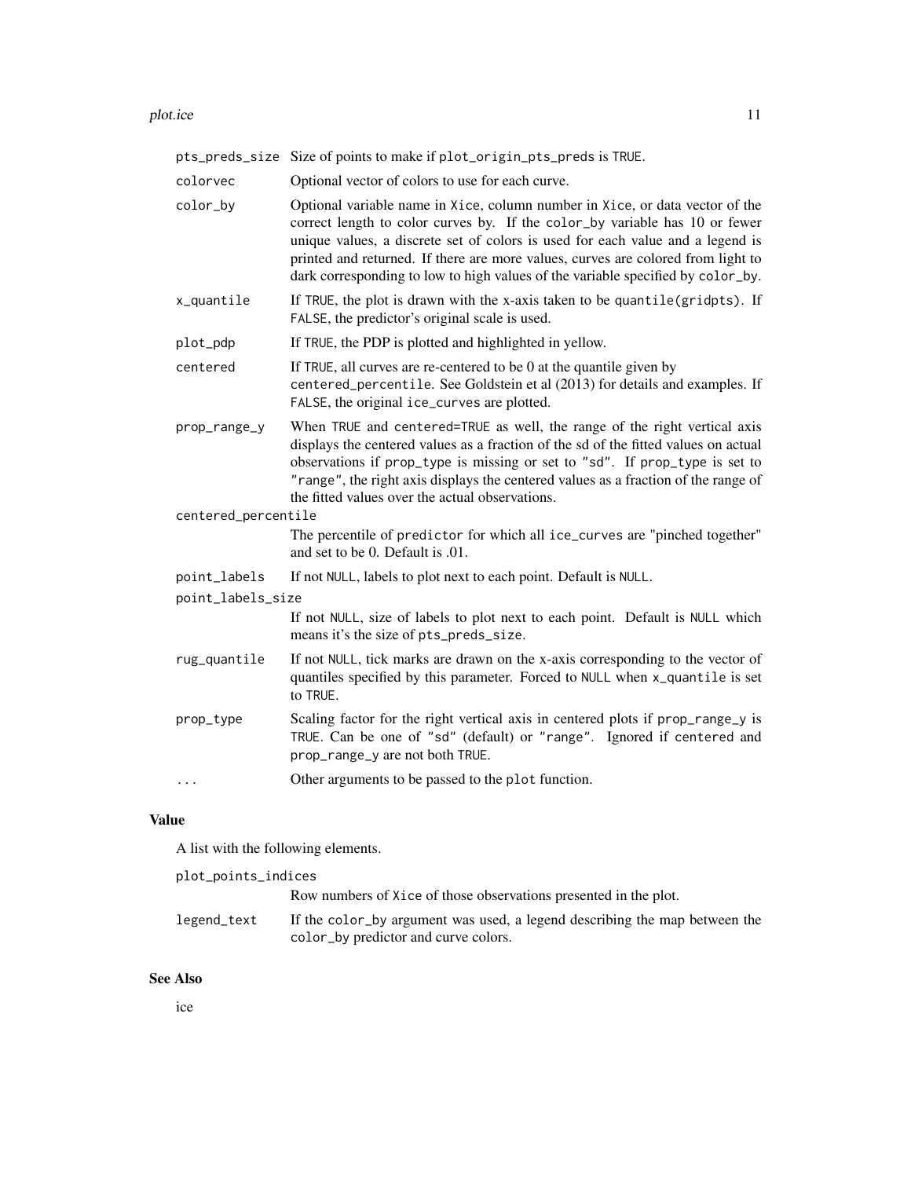| | |
|---|---|
| `pts_preds_size` | Size of points to make if `plot_origin_pts_preds` is `TRUE`. |
| `colorvec` | Optional vector of colors to use for each curve. |
| `color_by` | Optional variable name in `Xice`, column number in `Xice`, or data vector of the correct length to color curves by. If the `color_by` variable has 10 or fewer unique values, a discrete set of colors is used for each value and a legend is printed and returned. If there are more values, curves are colored from light to dark corresponding to low to high values of the variable specified by `color_by`. |
| `x_quantile` | If `TRUE`, the plot is drawn with the x-axis taken to be `quantile(gridpts)`. If `FALSE`, the predictor's original scale is used. |
| `plot_pdp` | If `TRUE`, the PDP is plotted and highlighted in yellow. |
| `centered` | If `TRUE`, all curves are re-centered to be 0 at the quantile given by `centered_percentile`. See Goldstein et al (2013) for details and examples. If `FALSE`, the original `ice_curves` are plotted. |
| `prop_range_y` | When `TRUE` and `centered=TRUE` as well, the range of the right vertical axis displays the centered values as a fraction of the sd of the fitted values on actual observations if `prop_type` is missing or set to `"sd"`. If `prop_type` is set to `"range"`, the right axis displays the centered values as a fraction of the range of the fitted values over the actual observations. |
| `centered_percentile` | The percentile of `predictor` for which all `ice_curves` are "pinched together" and set to be 0. Default is .01. |
| `point_labels` | If not `NULL`, labels to plot next to each point. Default is `NULL`. |
| `point_labels_size` | If not `NULL`, size of labels to plot next to each point. Default is `NULL` which means it's the size of `pts_preds_size`. |
| `rug_quantile` | If not `NULL`, tick marks are drawn on the x-axis corresponding to the vector of quantiles specified by this parameter. Forced to `NULL` when `x_quantile` is set to `TRUE`. |
| `prop_type` | Scaling factor for the right vertical axis in centered plots if `prop_range_y` is `TRUE`. Can be one of `"sd"` (default) or `"range"`. Ignored if `centered` and `prop_range_y` are not both `TRUE`. |
| `...` | Other arguments to be passed to the `plot` function. |

## Value

A list with the following elements.

| | |
|---|---|
| `plot_points_indices` | Row numbers of `Xice` of those observations presented in the plot. |
| `legend_text` | If the `color_by` argument was used, a legend describing the map between the `color_by` predictor and curve colors. |

## See Also

ice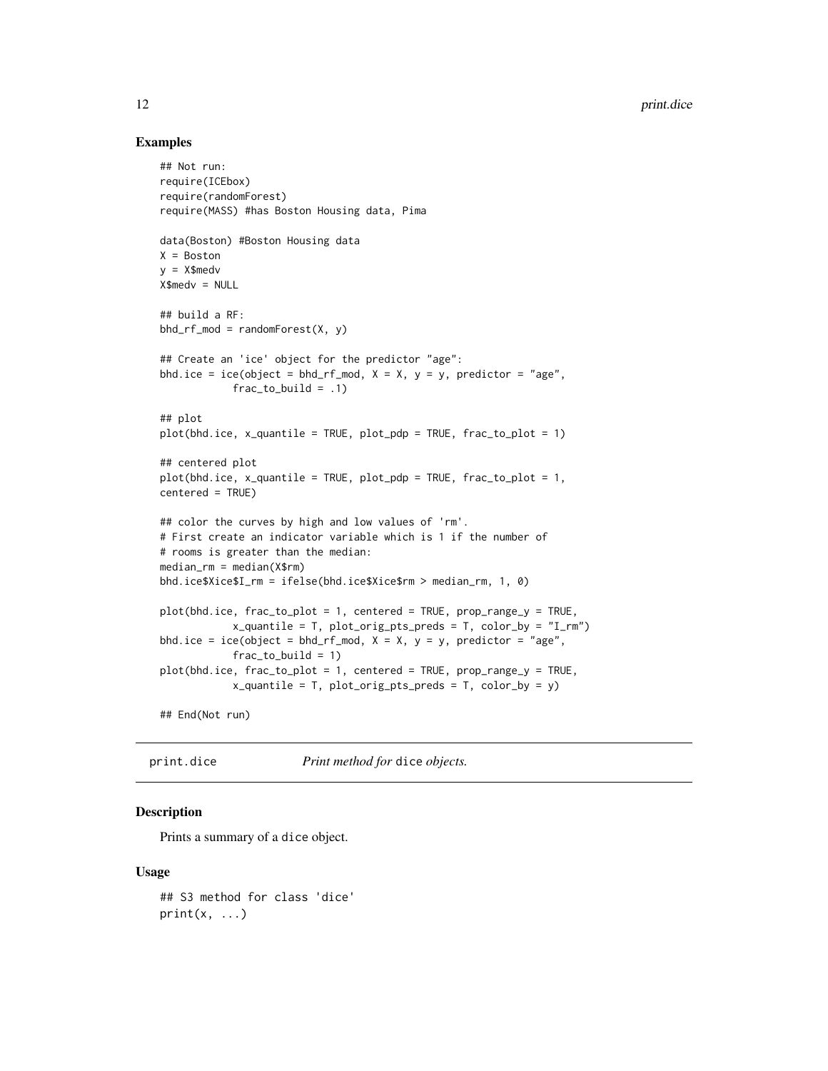### Examples

```
## Not run:
require(ICEbox)
require(randomForest)
require(MASS) #has Boston Housing data, Pima

data(Boston) #Boston Housing data
X = Boston
y = X$medv
X$medv = NULL

## build a RF:
bhd_rf_mod = randomForest(X, y)

## Create an 'ice' object for the predictor "age":
bhd.ice = ice(object = bhd_rf_mod, X = X, y = y, predictor = "age",
            frac_to_build = .1)

## plot
plot(bhd.ice, x_quantile = TRUE, plot_pdp = TRUE, frac_to_plot = 1)

## centered plot
plot(bhd.ice, x_quantile = TRUE, plot_pdp = TRUE, frac_to_plot = 1,
centered = TRUE)

## color the curves by high and low values of 'rm'.
# First create an indicator variable which is 1 if the number of
# rooms is greater than the median:
median_rm = median(X$rm)
bhd.ice$Xice$I_rm = ifelse(bhd.ice$Xice$rm > median_rm, 1, 0)

plot(bhd.ice, frac_to_plot = 1, centered = TRUE, prop_range_y = TRUE,
            x_quantile = T, plot_orig_pts_preds = T, color_by = "I_rm")
bhd.ice = ice(object = bhd_rf_mod, X = X, y = y, predictor = "age",
            frac_to_build = 1)
plot(bhd.ice, frac_to_plot = 1, centered = TRUE, prop_range_y = TRUE,
            x_quantile = T, plot_orig_pts_preds = T, color_by = y)

## End(Not run)
```

---

## print.dice    *Print method for* `dice` *objects.*

### Description

Prints a summary of a `dice` object.

### Usage

```
## S3 method for class 'dice'
print(x, ...)
```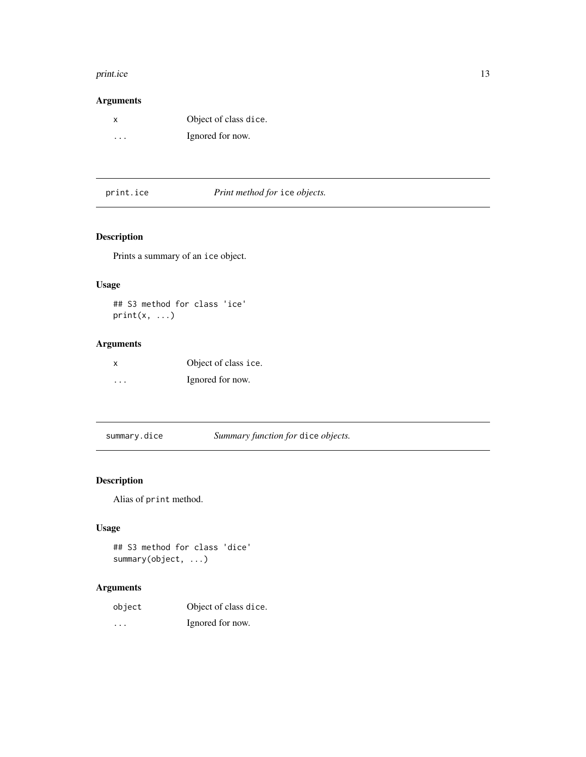### Arguments

| | |
|---|---|
| `x` | Object of class `dice`. |
| `...` | Ignored for now. |

---

## print.ice — *Print method for* `ice` *objects.*

### Description

Prints a summary of an `ice` object.

### Usage

```
## S3 method for class 'ice'
print(x, ...)
```

### Arguments

| | |
|---|---|
| `x` | Object of class `ice`. |
| `...` | Ignored for now. |

---

## summary.dice — *Summary function for* `dice` *objects.*

### Description

Alias of `print` method.

### Usage

```
## S3 method for class 'dice'
summary(object, ...)
```

### Arguments

| | |
|---|---|
| `object` | Object of class `dice`. |
| `...` | Ignored for now. |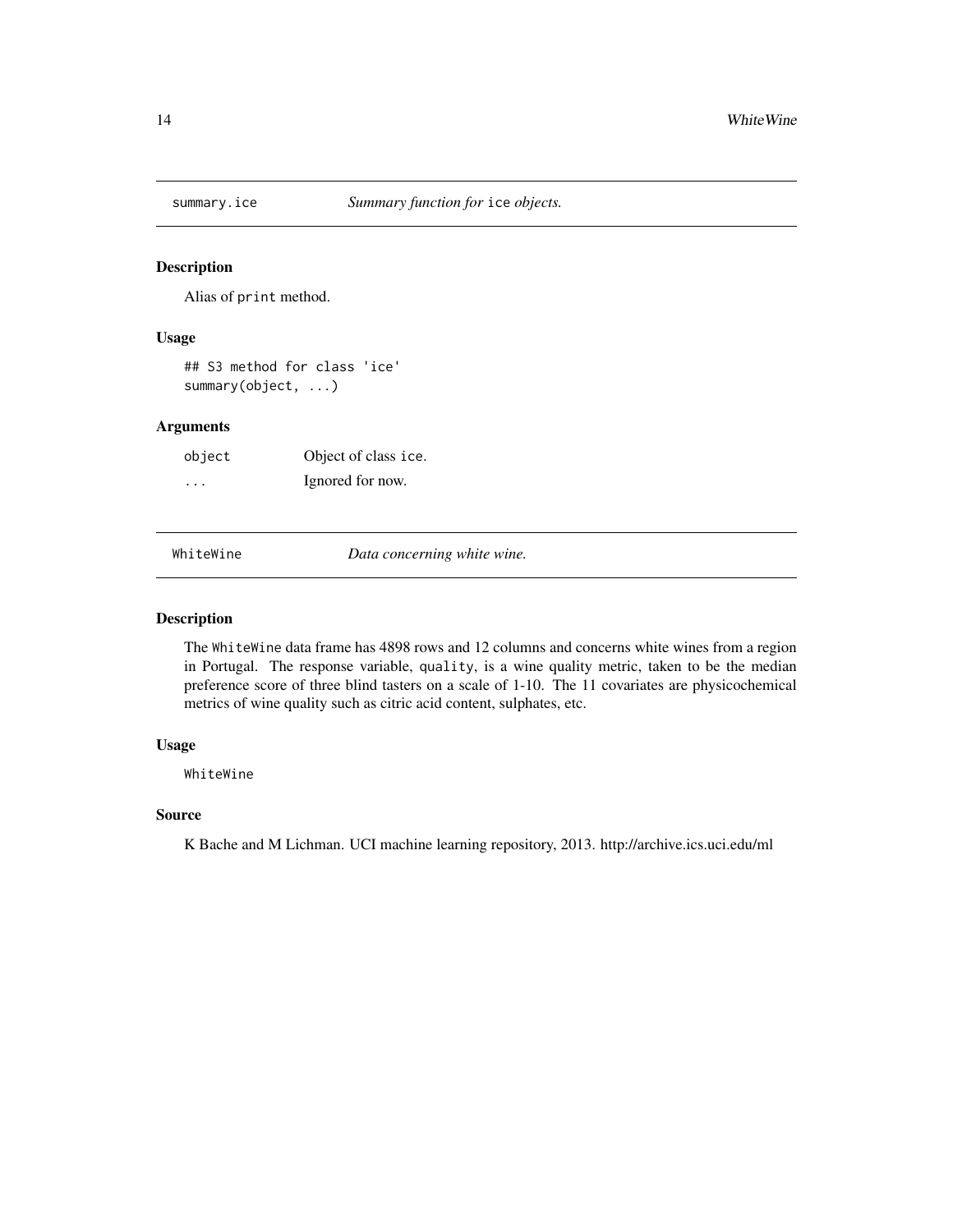## summary.ice — *Summary function for* `ice` *objects.*

### Description

Alias of `print` method.

### Usage

```
## S3 method for class 'ice'
summary(object, ...)
```

### Arguments

| | |
|---|---|
| `object` | Object of class `ice`. |
| `...` | Ignored for now. |

## WhiteWine — *Data concerning white wine.*

### Description

The `WhiteWine` data frame has 4898 rows and 12 columns and concerns white wines from a region in Portugal. The response variable, `quality`, is a wine quality metric, taken to be the median preference score of three blind tasters on a scale of 1-10. The 11 covariates are physicochemical metrics of wine quality such as citric acid content, sulphates, etc.

### Usage

```
WhiteWine
```

### Source

K Bache and M Lichman. UCI machine learning repository, 2013. http://archive.ics.uci.edu/ml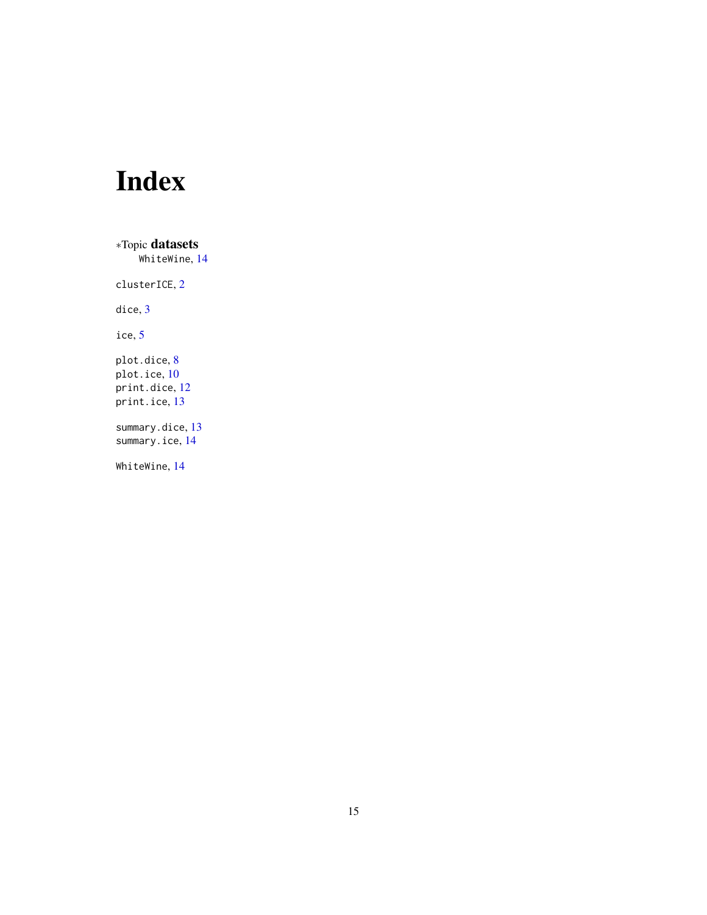# Index

*Topic **datasets**
    WhiteWine, 14

clusterICE, 2

dice, 3

ice, 5

plot.dice, 8
plot.ice, 10
print.dice, 12
print.ice, 13

summary.dice, 13
summary.ice, 14

WhiteWine, 14